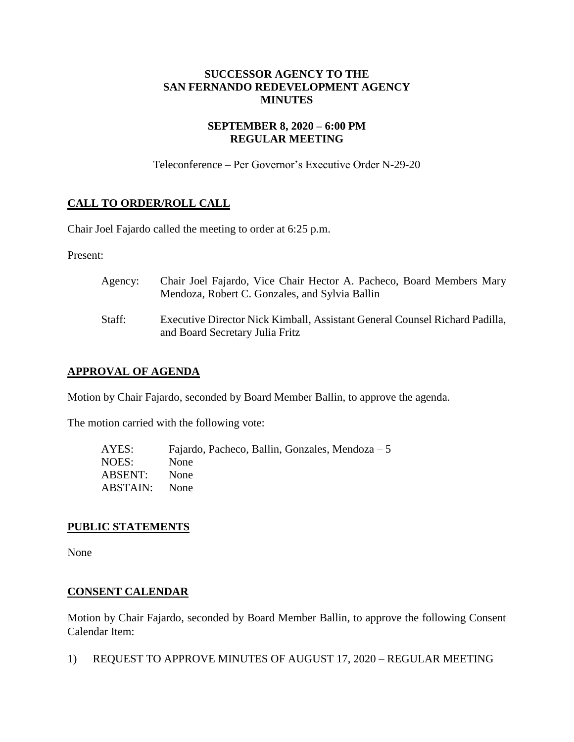# SUCCESSOR AGENCY TO THE SAN FERNANDO REDEVELOPMENT AGENCY MINUTES

## SEPTEMBER 8, 2020 – 6:00 PM REGULAR MEETING

Teleconference – Per Governor's Executive Order N-29-20

## CALL TO ORDER/ROLL CALL

Chair Joel Fajardo called the meeting to order at 6:25 p.m.

Present:

| | |
|---|---|
| Agency: | Chair Joel Fajardo, Vice Chair Hector A. Pacheco, Board Members Mary Mendoza, Robert C. Gonzales, and Sylvia Ballin |
| Staff: | Executive Director Nick Kimball, Assistant General Counsel Richard Padilla, and Board Secretary Julia Fritz |

## APPROVAL OF AGENDA

Motion by Chair Fajardo, seconded by Board Member Ballin, to approve the agenda.

The motion carried with the following vote:

| | |
|---|---|
| AYES: | Fajardo, Pacheco, Ballin, Gonzales, Mendoza – 5 |
| NOES: | None |
| ABSENT: | None |
| ABSTAIN: | None |

## PUBLIC STATEMENTS

None

## CONSENT CALENDAR

Motion by Chair Fajardo, seconded by Board Member Ballin, to approve the following Consent Calendar Item:

1) REQUEST TO APPROVE MINUTES OF AUGUST 17, 2020 – REGULAR MEETING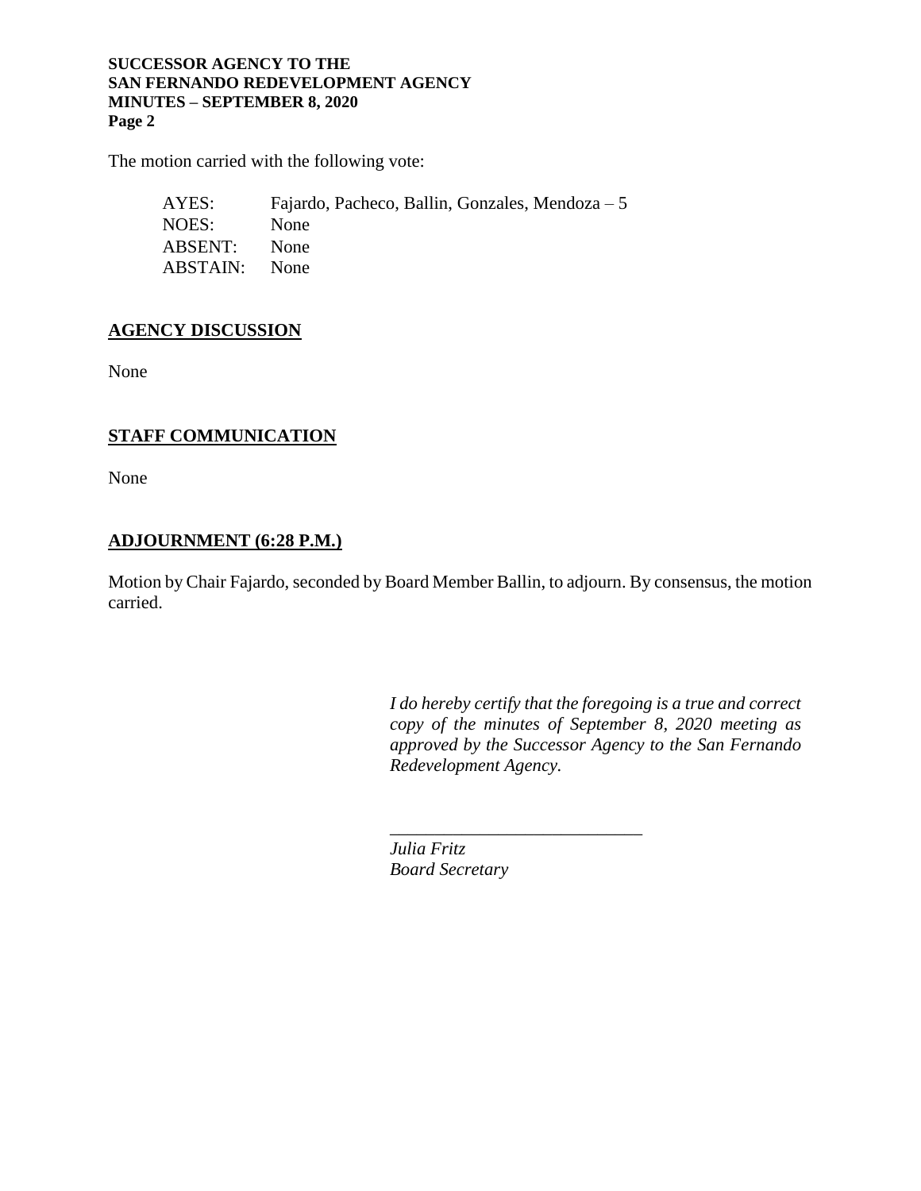The motion carried with the following vote:

| | |
|---|---|
| AYES: | Fajardo, Pacheco, Ballin, Gonzales, Mendoza – 5 |
| NOES: | None |
| ABSENT: | None |
| ABSTAIN: | None |

## AGENCY DISCUSSION

None

## STAFF COMMUNICATION

None

## ADJOURNMENT (6:28 P.M.)

Motion by Chair Fajardo, seconded by Board Member Ballin, to adjourn. By consensus, the motion carried.

*I do hereby certify that the foregoing is a true and correct copy of the minutes of September 8, 2020 meeting as approved by the Successor Agency to the San Fernando Redevelopment Agency.*

\_\_\_\_\_\_\_\_\_\_\_\_\_\_\_\_\_\_\_\_\_\_\_\_\_\_\_\_

*Julia Fritz*
*Board Secretary*